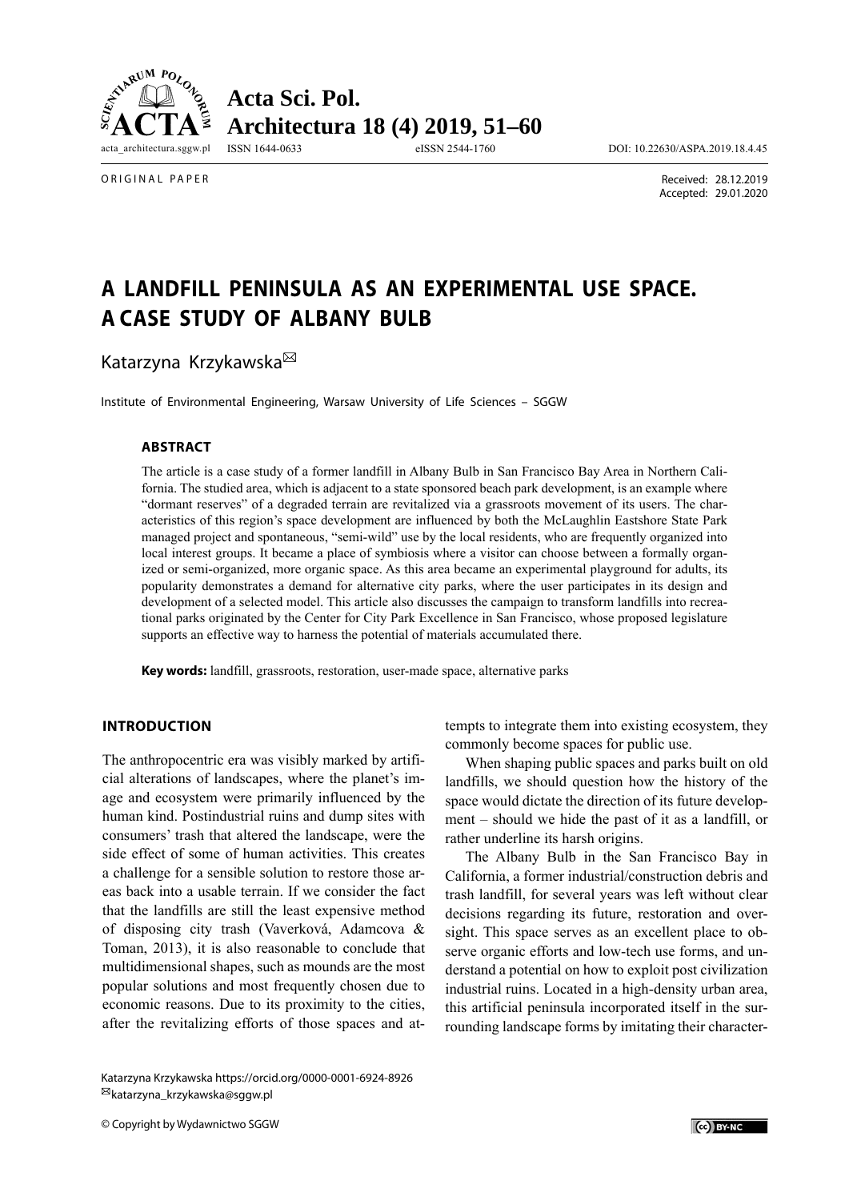ORIGINAL PAPER

Received: 28.12.2019
Accepted: 29.01.2020

# A LANDFILL PENINSULA AS AN EXPERIMENTAL USE SPACE. A CASE STUDY OF ALBANY BULB

Katarzyna Krzykawska

Institute of Environmental Engineering, Warsaw University of Life Sciences – SGGW

### ABSTRACT

The article is a case study of a former landfill in Albany Bulb in San Francisco Bay Area in Northern California. The studied area, which is adjacent to a state sponsored beach park development, is an example where "dormant reserves" of a degraded terrain are revitalized via a grassroots movement of its users. The characteristics of this region's space development are influenced by both the McLaughlin Eastshore State Park managed project and spontaneous, "semi-wild" use by the local residents, who are frequently organized into local interest groups. It became a place of symbiosis where a visitor can choose between a formally organized or semi-organized, more organic space. As this area became an experimental playground for adults, its popularity demonstrates a demand for alternative city parks, where the user participates in its design and development of a selected model. This article also discusses the campaign to transform landfills into recreational parks originated by the Center for City Park Excellence in San Francisco, whose proposed legislature supports an effective way to harness the potential of materials accumulated there.

**Key words:** landfill, grassroots, restoration, user-made space, alternative parks

### INTRODUCTION

The anthropocentric era was visibly marked by artificial alterations of landscapes, where the planet's image and ecosystem were primarily influenced by the human kind. Postindustrial ruins and dump sites with consumers' trash that altered the landscape, were the side effect of some of human activities. This creates a challenge for a sensible solution to restore those areas back into a usable terrain. If we consider the fact that the landfills are still the least expensive method of disposing city trash (Vaverková, Adamcova & Toman, 2013), it is also reasonable to conclude that multidimensional shapes, such as mounds are the most popular solutions and most frequently chosen due to economic reasons. Due to its proximity to the cities, after the revitalizing efforts of those spaces and attempts to integrate them into existing ecosystem, they commonly become spaces for public use.

When shaping public spaces and parks built on old landfills, we should question how the history of the space would dictate the direction of its future development – should we hide the past of it as a landfill, or rather underline its harsh origins.

The Albany Bulb in the San Francisco Bay in California, a former industrial/construction debris and trash landfill, for several years was left without clear decisions regarding its future, restoration and oversight. This space serves as an excellent place to observe organic efforts and low-tech use forms, and understand a potential on how to exploit post civilization industrial ruins. Located in a high-density urban area, this artificial peninsula incorporated itself in the surrounding landscape forms by imitating their character-

Katarzyna Krzykawska https://orcid.org/0000-0001-6924-8926
katarzyna_krzykawska@sggw.pl

© Copyright by Wydawnictwo SGGW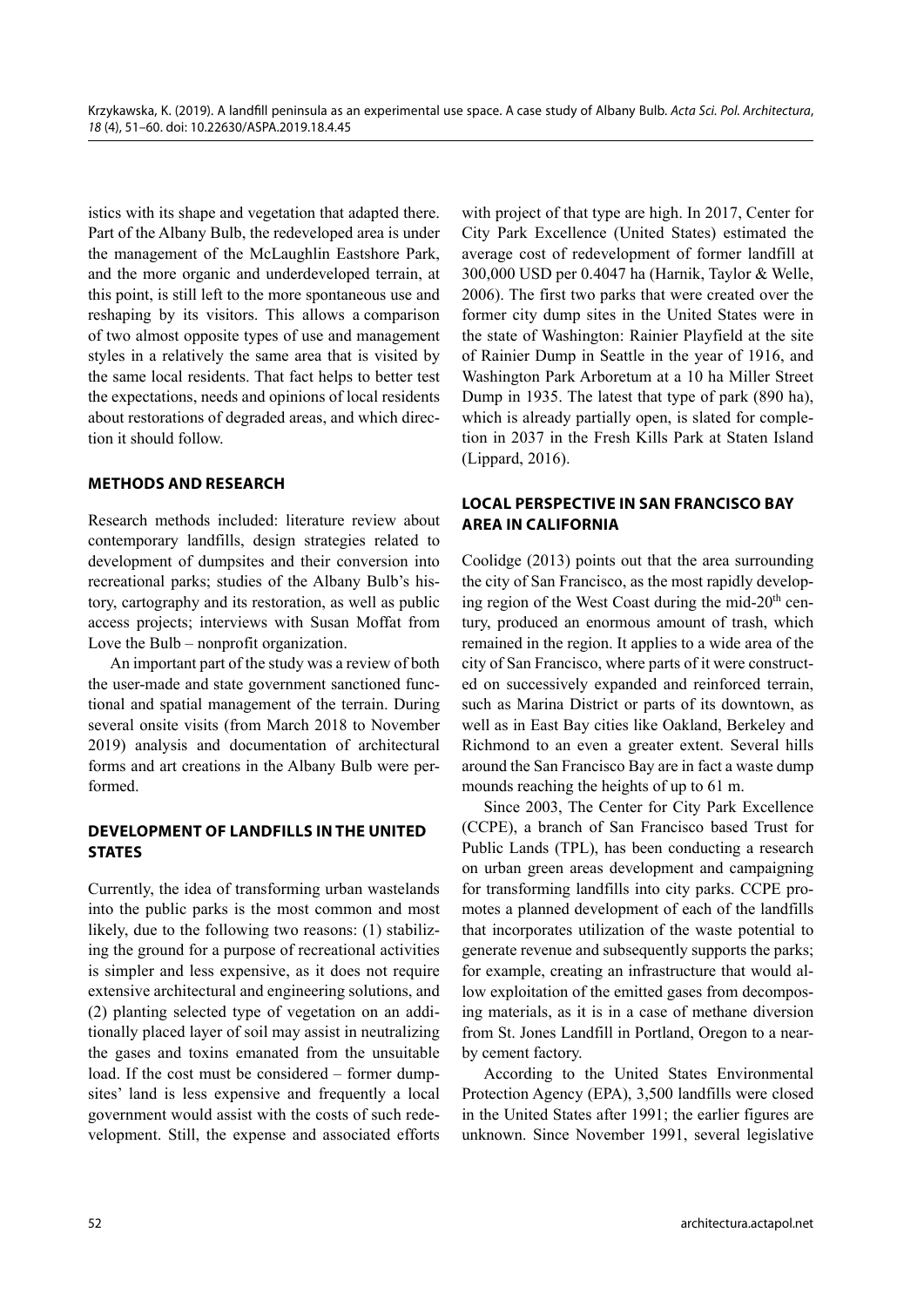istics with its shape and vegetation that adapted there. Part of the Albany Bulb, the redeveloped area is under the management of the McLaughlin Eastshore Park, and the more organic and underdeveloped terrain, at this point, is still left to the more spontaneous use and reshaping by its visitors. This allows a comparison of two almost opposite types of use and management styles in a relatively the same area that is visited by the same local residents. That fact helps to better test the expectations, needs and opinions of local residents about restorations of degraded areas, and which direction it should follow.

## METHODS AND RESEARCH

Research methods included: literature review about contemporary landfills, design strategies related to development of dumpsites and their conversion into recreational parks; studies of the Albany Bulb's history, cartography and its restoration, as well as public access projects; interviews with Susan Moffat from Love the Bulb – nonprofit organization.

An important part of the study was a review of both the user-made and state government sanctioned functional and spatial management of the terrain. During several onsite visits (from March 2018 to November 2019) analysis and documentation of architectural forms and art creations in the Albany Bulb were performed.

## DEVELOPMENT OF LANDFILLS IN THE UNITED STATES

Currently, the idea of transforming urban wastelands into the public parks is the most common and most likely, due to the following two reasons: (1) stabilizing the ground for a purpose of recreational activities is simpler and less expensive, as it does not require extensive architectural and engineering solutions, and (2) planting selected type of vegetation on an additionally placed layer of soil may assist in neutralizing the gases and toxins emanated from the unsuitable load. If the cost must be considered – former dumpsites' land is less expensive and frequently a local government would assist with the costs of such redevelopment. Still, the expense and associated efforts with project of that type are high. In 2017, Center for City Park Excellence (United States) estimated the average cost of redevelopment of former landfill at 300,000 USD per 0.4047 ha (Harnik, Taylor & Welle, 2006). The first two parks that were created over the former city dump sites in the United States were in the state of Washington: Rainier Playfield at the site of Rainier Dump in Seattle in the year of 1916, and Washington Park Arboretum at a 10 ha Miller Street Dump in 1935. The latest that type of park (890 ha), which is already partially open, is slated for completion in 2037 in the Fresh Kills Park at Staten Island (Lippard, 2016).

## LOCAL PERSPECTIVE IN SAN FRANCISCO BAY AREA IN CALIFORNIA

Coolidge (2013) points out that the area surrounding the city of San Francisco, as the most rapidly developing region of the West Coast during the mid-20th century, produced an enormous amount of trash, which remained in the region. It applies to a wide area of the city of San Francisco, where parts of it were constructed on successively expanded and reinforced terrain, such as Marina District or parts of its downtown, as well as in East Bay cities like Oakland, Berkeley and Richmond to an even a greater extent. Several hills around the San Francisco Bay are in fact a waste dump mounds reaching the heights of up to 61 m.

Since 2003, The Center for City Park Excellence (CCPE), a branch of San Francisco based Trust for Public Lands (TPL), has been conducting a research on urban green areas development and campaigning for transforming landfills into city parks. CCPE promotes a planned development of each of the landfills that incorporates utilization of the waste potential to generate revenue and subsequently supports the parks; for example, creating an infrastructure that would allow exploitation of the emitted gases from decomposing materials, as it is in a case of methane diversion from St. Jones Landfill in Portland, Oregon to a nearby cement factory.

According to the United States Environmental Protection Agency (EPA), 3,500 landfills were closed in the United States after 1991; the earlier figures are unknown. Since November 1991, several legislative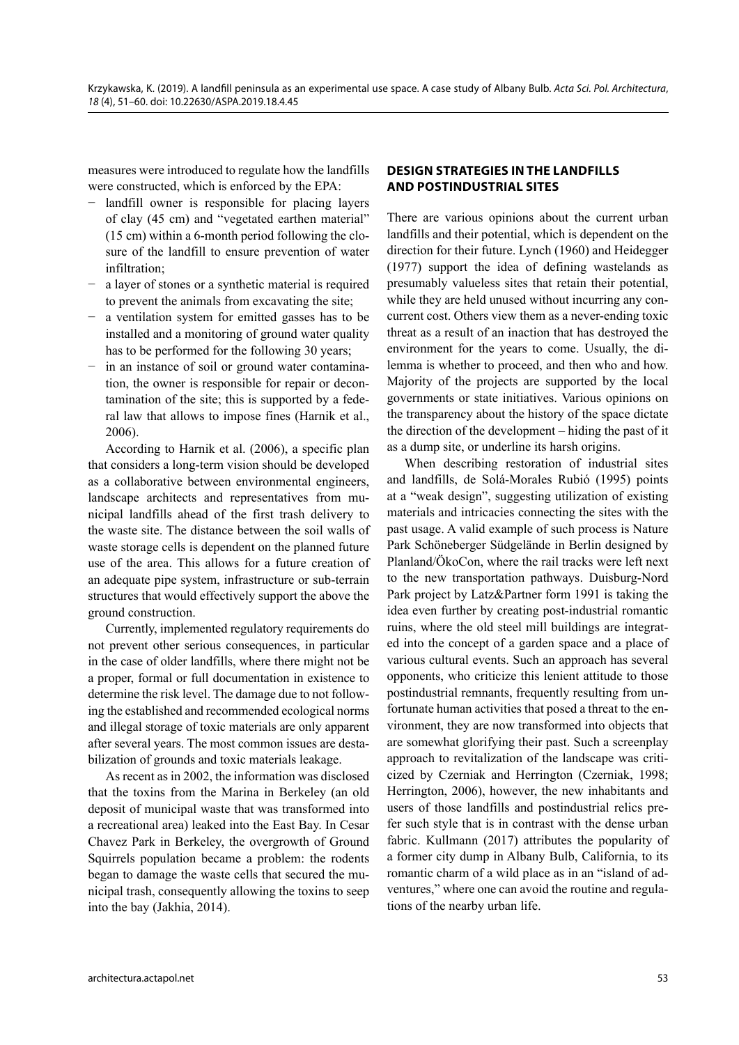measures were introduced to regulate how the landfills were constructed, which is enforced by the EPA:

- landfill owner is responsible for placing layers of clay (45 cm) and "vegetated earthen material" (15 cm) within a 6-month period following the closure of the landfill to ensure prevention of water infiltration;
- a layer of stones or a synthetic material is required to prevent the animals from excavating the site;
- a ventilation system for emitted gasses has to be installed and a monitoring of ground water quality has to be performed for the following 30 years;
- in an instance of soil or ground water contamination, the owner is responsible for repair or decontamination of the site; this is supported by a federal law that allows to impose fines (Harnik et al., 2006).

According to Harnik et al. (2006), a specific plan that considers a long-term vision should be developed as a collaborative between environmental engineers, landscape architects and representatives from municipal landfills ahead of the first trash delivery to the waste site. The distance between the soil walls of waste storage cells is dependent on the planned future use of the area. This allows for a future creation of an adequate pipe system, infrastructure or sub-terrain structures that would effectively support the above the ground construction.

Currently, implemented regulatory requirements do not prevent other serious consequences, in particular in the case of older landfills, where there might not be a proper, formal or full documentation in existence to determine the risk level. The damage due to not following the established and recommended ecological norms and illegal storage of toxic materials are only apparent after several years. The most common issues are destabilization of grounds and toxic materials leakage.

As recent as in 2002, the information was disclosed that the toxins from the Marina in Berkeley (an old deposit of municipal waste that was transformed into a recreational area) leaked into the East Bay. In Cesar Chavez Park in Berkeley, the overgrowth of Ground Squirrels population became a problem: the rodents began to damage the waste cells that secured the municipal trash, consequently allowing the toxins to seep into the bay (Jakhia, 2014).

## DESIGN STRATEGIES IN THE LANDFILLS AND POSTINDUSTRIAL SITES

There are various opinions about the current urban landfills and their potential, which is dependent on the direction for their future. Lynch (1960) and Heidegger (1977) support the idea of defining wastelands as presumably valueless sites that retain their potential, while they are held unused without incurring any concurrent cost. Others view them as a never-ending toxic threat as a result of an inaction that has destroyed the environment for the years to come. Usually, the dilemma is whether to proceed, and then who and how. Majority of the projects are supported by the local governments or state initiatives. Various opinions on the transparency about the history of the space dictate the direction of the development – hiding the past of it as a dump site, or underline its harsh origins.

When describing restoration of industrial sites and landfills, de Solá-Morales Rubió (1995) points at a "weak design", suggesting utilization of existing materials and intricacies connecting the sites with the past usage. A valid example of such process is Nature Park Schöneberger Südgelände in Berlin designed by Planland/ÖkoCon, where the rail tracks were left next to the new transportation pathways. Duisburg-Nord Park project by Latz&Partner form 1991 is taking the idea even further by creating post-industrial romantic ruins, where the old steel mill buildings are integrated into the concept of a garden space and a place of various cultural events. Such an approach has several opponents, who criticize this lenient attitude to those postindustrial remnants, frequently resulting from unfortunate human activities that posed a threat to the environment, they are now transformed into objects that are somewhat glorifying their past. Such a screenplay approach to revitalization of the landscape was criticized by Czerniak and Herrington (Czerniak, 1998; Herrington, 2006), however, the new inhabitants and users of those landfills and postindustrial relics prefer such style that is in contrast with the dense urban fabric. Kullmann (2017) attributes the popularity of a former city dump in Albany Bulb, California, to its romantic charm of a wild place as in an "island of adventures," where one can avoid the routine and regulations of the nearby urban life.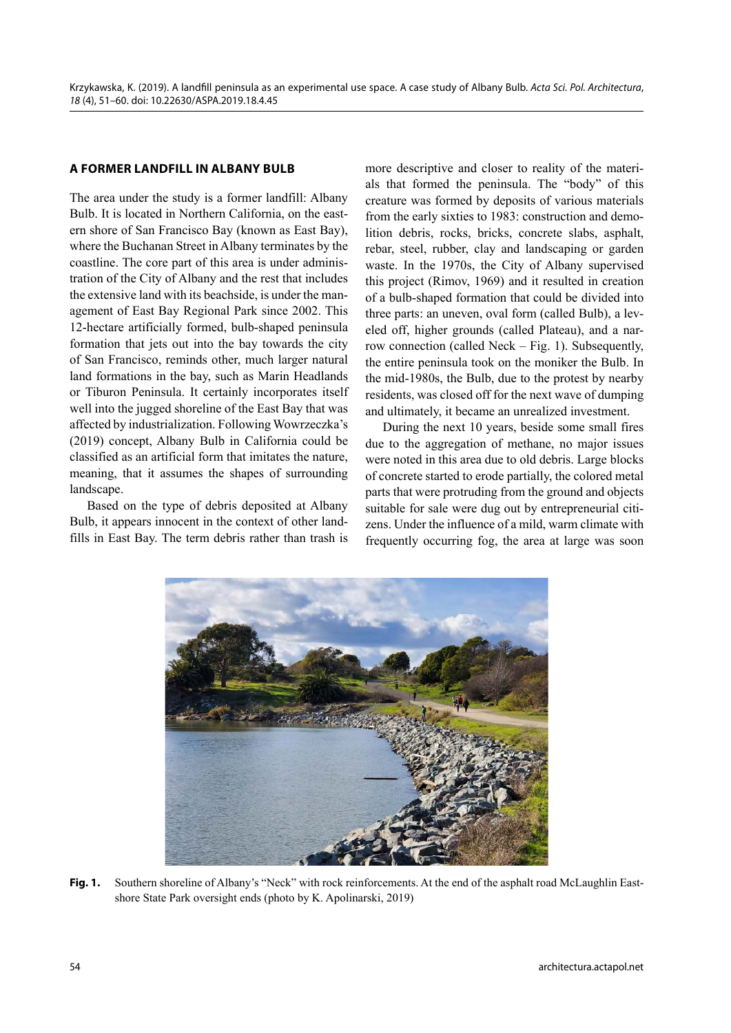## A FORMER LANDFILL IN ALBANY BULB

The area under the study is a former landfill: Albany Bulb. It is located in Northern California, on the eastern shore of San Francisco Bay (known as East Bay), where the Buchanan Street in Albany terminates by the coastline. The core part of this area is under administration of the City of Albany and the rest that includes the extensive land with its beachside, is under the management of East Bay Regional Park since 2002. This 12-hectare artificially formed, bulb-shaped peninsula formation that jets out into the bay towards the city of San Francisco, reminds other, much larger natural land formations in the bay, such as Marin Headlands or Tiburon Peninsula. It certainly incorporates itself well into the jugged shoreline of the East Bay that was affected by industrialization. Following Wowrzeczka's (2019) concept, Albany Bulb in California could be classified as an artificial form that imitates the nature, meaning, that it assumes the shapes of surrounding landscape.

Based on the type of debris deposited at Albany Bulb, it appears innocent in the context of other landfills in East Bay. The term debris rather than trash is more descriptive and closer to reality of the materials that formed the peninsula. The "body" of this creature was formed by deposits of various materials from the early sixties to 1983: construction and demolition debris, rocks, bricks, concrete slabs, asphalt, rebar, steel, rubber, clay and landscaping or garden waste. In the 1970s, the City of Albany supervised this project (Rimov, 1969) and it resulted in creation of a bulb-shaped formation that could be divided into three parts: an uneven, oval form (called Bulb), a leveled off, higher grounds (called Plateau), and a narrow connection (called Neck – Fig. 1). Subsequently, the entire peninsula took on the moniker the Bulb. In the mid-1980s, the Bulb, due to the protest by nearby residents, was closed off for the next wave of dumping and ultimately, it became an unrealized investment.

During the next 10 years, beside some small fires due to the aggregation of methane, no major issues were noted in this area due to old debris. Large blocks of concrete started to erode partially, the colored metal parts that were protruding from the ground and objects suitable for sale were dug out by entrepreneurial citizens. Under the influence of a mild, warm climate with frequently occurring fog, the area at large was soon

**Fig. 1.** Southern shoreline of Albany's "Neck" with rock reinforcements. At the end of the asphalt road McLaughlin Eastshore State Park oversight ends (photo by K. Apolinarski, 2019)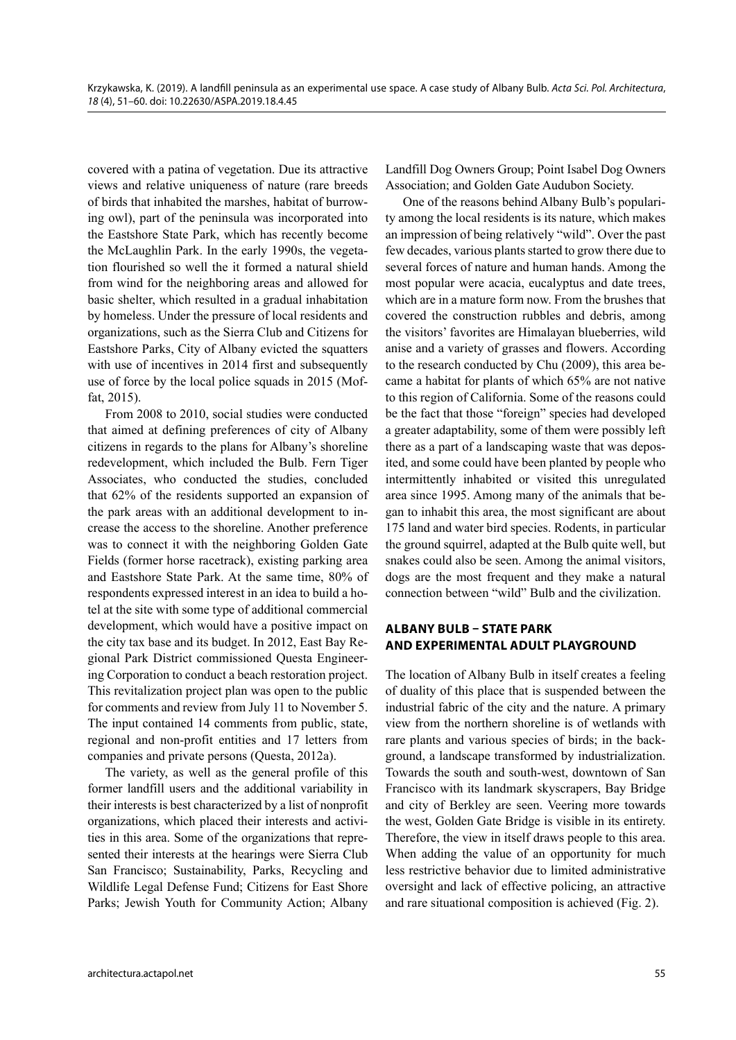covered with a patina of vegetation. Due its attractive views and relative uniqueness of nature (rare breeds of birds that inhabited the marshes, habitat of burrowing owl), part of the peninsula was incorporated into the Eastshore State Park, which has recently become the McLaughlin Park. In the early 1990s, the vegetation flourished so well the it formed a natural shield from wind for the neighboring areas and allowed for basic shelter, which resulted in a gradual inhabitation by homeless. Under the pressure of local residents and organizations, such as the Sierra Club and Citizens for Eastshore Parks, City of Albany evicted the squatters with use of incentives in 2014 first and subsequently use of force by the local police squads in 2015 (Moffat, 2015).

From 2008 to 2010, social studies were conducted that aimed at defining preferences of city of Albany citizens in regards to the plans for Albany's shoreline redevelopment, which included the Bulb. Fern Tiger Associates, who conducted the studies, concluded that 62% of the residents supported an expansion of the park areas with an additional development to increase the access to the shoreline. Another preference was to connect it with the neighboring Golden Gate Fields (former horse racetrack), existing parking area and Eastshore State Park. At the same time, 80% of respondents expressed interest in an idea to build a hotel at the site with some type of additional commercial development, which would have a positive impact on the city tax base and its budget. In 2012, East Bay Regional Park District commissioned Questa Engineering Corporation to conduct a beach restoration project. This revitalization project plan was open to the public for comments and review from July 11 to November 5. The input contained 14 comments from public, state, regional and non-profit entities and 17 letters from companies and private persons (Questa, 2012a).

The variety, as well as the general profile of this former landfill users and the additional variability in their interests is best characterized by a list of nonprofit organizations, which placed their interests and activities in this area. Some of the organizations that represented their interests at the hearings were Sierra Club San Francisco; Sustainability, Parks, Recycling and Wildlife Legal Defense Fund; Citizens for East Shore Parks; Jewish Youth for Community Action; Albany Landfill Dog Owners Group; Point Isabel Dog Owners Association; and Golden Gate Audubon Society.

One of the reasons behind Albany Bulb's popularity among the local residents is its nature, which makes an impression of being relatively "wild". Over the past few decades, various plants started to grow there due to several forces of nature and human hands. Among the most popular were acacia, eucalyptus and date trees, which are in a mature form now. From the brushes that covered the construction rubbles and debris, among the visitors' favorites are Himalayan blueberries, wild anise and a variety of grasses and flowers. According to the research conducted by Chu (2009), this area became a habitat for plants of which 65% are not native to this region of California. Some of the reasons could be the fact that those "foreign" species had developed a greater adaptability, some of them were possibly left there as a part of a landscaping waste that was deposited, and some could have been planted by people who intermittently inhabited or visited this unregulated area since 1995. Among many of the animals that began to inhabit this area, the most significant are about 175 land and water bird species. Rodents, in particular the ground squirrel, adapted at the Bulb quite well, but snakes could also be seen. Among the animal visitors, dogs are the most frequent and they make a natural connection between "wild" Bulb and the civilization.

## ALBANY BULB – STATE PARK AND EXPERIMENTAL ADULT PLAYGROUND

The location of Albany Bulb in itself creates a feeling of duality of this place that is suspended between the industrial fabric of the city and the nature. A primary view from the northern shoreline is of wetlands with rare plants and various species of birds; in the background, a landscape transformed by industrialization. Towards the south and south-west, downtown of San Francisco with its landmark skyscrapers, Bay Bridge and city of Berkley are seen. Veering more towards the west, Golden Gate Bridge is visible in its entirety. Therefore, the view in itself draws people to this area. When adding the value of an opportunity for much less restrictive behavior due to limited administrative oversight and lack of effective policing, an attractive and rare situational composition is achieved (Fig. 2).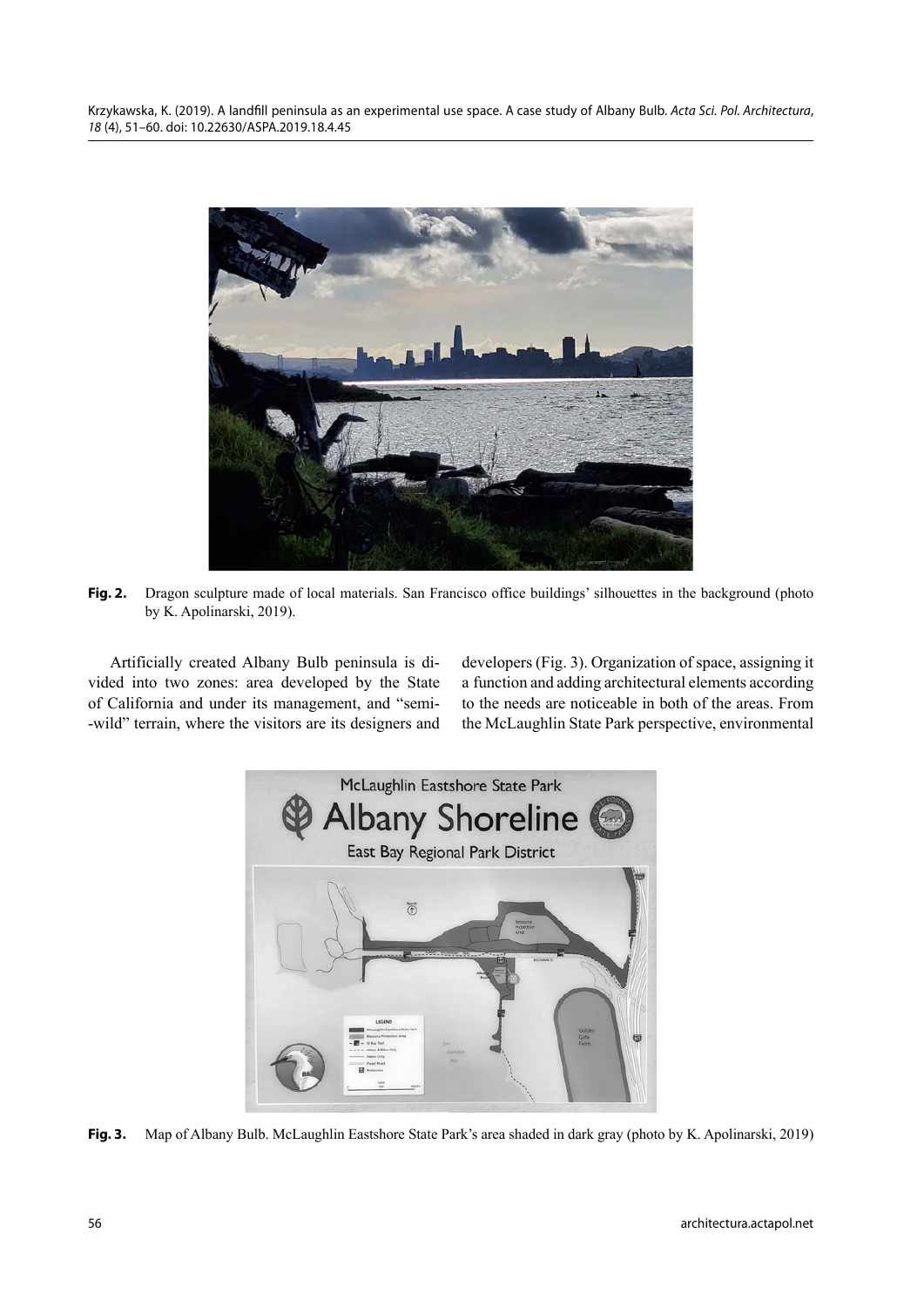**Fig. 2.** Dragon sculpture made of local materials. San Francisco office buildings' silhouettes in the background (photo by K. Apolinarski, 2019).

Artificially created Albany Bulb peninsula is divided into two zones: area developed by the State of California and under its management, and "semi-wild" terrain, where the visitors are its designers and developers (Fig. 3). Organization of space, assigning it a function and adding architectural elements according to the needs are noticeable in both of the areas. From the McLaughlin State Park perspective, environmental

**Fig. 3.** Map of Albany Bulb. McLaughlin Eastshore State Park's area shaded in dark gray (photo by K. Apolinarski, 2019)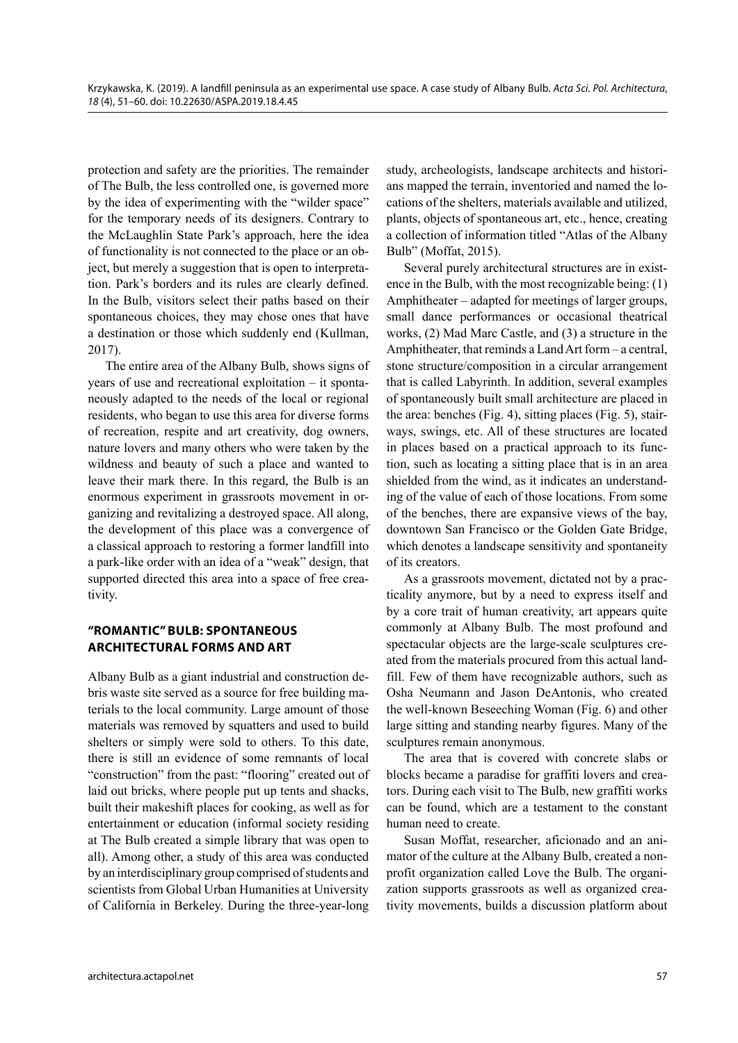protection and safety are the priorities. The remainder of The Bulb, the less controlled one, is governed more by the idea of experimenting with the "wilder space" for the temporary needs of its designers. Contrary to the McLaughlin State Park's approach, here the idea of functionality is not connected to the place or an object, but merely a suggestion that is open to interpretation. Park's borders and its rules are clearly defined. In the Bulb, visitors select their paths based on their spontaneous choices, they may chose ones that have a destination or those which suddenly end (Kullman, 2017).

The entire area of the Albany Bulb, shows signs of years of use and recreational exploitation – it spontaneously adapted to the needs of the local or regional residents, who began to use this area for diverse forms of recreation, respite and art creativity, dog owners, nature lovers and many others who were taken by the wildness and beauty of such a place and wanted to leave their mark there. In this regard, the Bulb is an enormous experiment in grassroots movement in organizing and revitalizing a destroyed space. All along, the development of this place was a convergence of a classical approach to restoring a former landfill into a park-like order with an idea of a "weak" design, that supported directed this area into a space of free creativity.

## "ROMANTIC" BULB: SPONTANEOUS ARCHITECTURAL FORMS AND ART

Albany Bulb as a giant industrial and construction debris waste site served as a source for free building materials to the local community. Large amount of those materials was removed by squatters and used to build shelters or simply were sold to others. To this date, there is still an evidence of some remnants of local "construction" from the past: "flooring" created out of laid out bricks, where people put up tents and shacks, built their makeshift places for cooking, as well as for entertainment or education (informal society residing at The Bulb created a simple library that was open to all). Among other, a study of this area was conducted by an interdisciplinary group comprised of students and scientists from Global Urban Humanities at University of California in Berkeley. During the three-year-long study, archeologists, landscape architects and historians mapped the terrain, inventoried and named the locations of the shelters, materials available and utilized, plants, objects of spontaneous art, etc., hence, creating a collection of information titled "Atlas of the Albany Bulb" (Moffat, 2015).

Several purely architectural structures are in existence in the Bulb, with the most recognizable being: (1) Amphitheater – adapted for meetings of larger groups, small dance performances or occasional theatrical works, (2) Mad Marc Castle, and (3) a structure in the Amphitheater, that reminds a Land Art form – a central, stone structure/composition in a circular arrangement that is called Labyrinth. In addition, several examples of spontaneously built small architecture are placed in the area: benches (Fig. 4), sitting places (Fig. 5), stairways, swings, etc. All of these structures are located in places based on a practical approach to its function, such as locating a sitting place that is in an area shielded from the wind, as it indicates an understanding of the value of each of those locations. From some of the benches, there are expansive views of the bay, downtown San Francisco or the Golden Gate Bridge, which denotes a landscape sensitivity and spontaneity of its creators.

As a grassroots movement, dictated not by a practicality anymore, but by a need to express itself and by a core trait of human creativity, art appears quite commonly at Albany Bulb. The most profound and spectacular objects are the large-scale sculptures created from the materials procured from this actual landfill. Few of them have recognizable authors, such as Osha Neumann and Jason DeAntonis, who created the well-known Beseeching Woman (Fig. 6) and other large sitting and standing nearby figures. Many of the sculptures remain anonymous.

The area that is covered with concrete slabs or blocks became a paradise for graffiti lovers and creators. During each visit to The Bulb, new graffiti works can be found, which are a testament to the constant human need to create.

Susan Moffat, researcher, aficionado and an animator of the culture at the Albany Bulb, created a nonprofit organization called Love the Bulb. The organization supports grassroots as well as organized creativity movements, builds a discussion platform about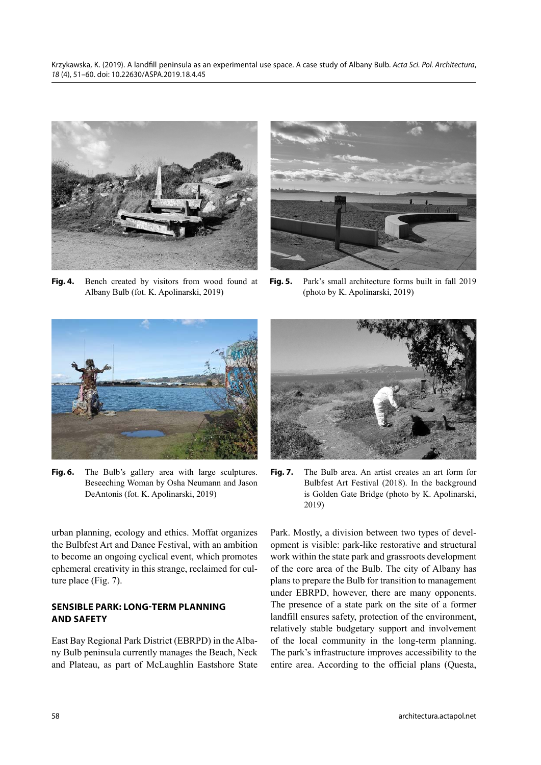**Fig. 4.** Bench created by visitors from wood found at Albany Bulb (fot. K. Apolinarski, 2019)

**Fig. 5.** Park's small architecture forms built in fall 2019 (photo by K. Apolinarski, 2019)

**Fig. 6.** The Bulb's gallery area with large sculptures. Beseeching Woman by Osha Neumann and Jason DeAntonis (fot. K. Apolinarski, 2019)

**Fig. 7.** The Bulb area. An artist creates an art form for Bulbfest Art Festival (2018). In the background is Golden Gate Bridge (photo by K. Apolinarski, 2019)

urban planning, ecology and ethics. Moffat organizes the Bulbfest Art and Dance Festival, with an ambition to become an ongoing cyclical event, which promotes ephemeral creativity in this strange, reclaimed for culture place (Fig. 7).

## SENSIBLE PARK: LONG-TERM PLANNING AND SAFETY

East Bay Regional Park District (EBRPD) in the Albany Bulb peninsula currently manages the Beach, Neck and Plateau, as part of McLaughlin Eastshore State Park. Mostly, a division between two types of development is visible: park-like restorative and structural work within the state park and grassroots development of the core area of the Bulb. The city of Albany has plans to prepare the Bulb for transition to management under EBRPD, however, there are many opponents. The presence of a state park on the site of a former landfill ensures safety, protection of the environment, relatively stable budgetary support and involvement of the local community in the long-term planning. The park's infrastructure improves accessibility to the entire area. According to the official plans (Questa,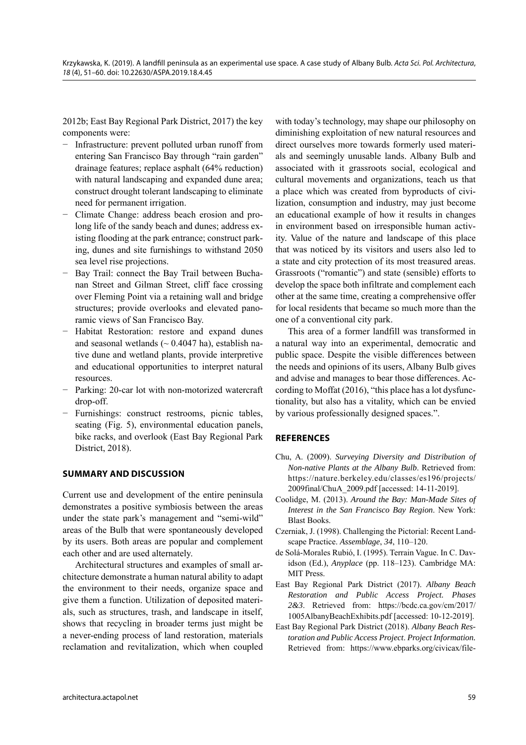2012b; East Bay Regional Park District, 2017) the key components were:

- Infrastructure: prevent polluted urban runoff from entering San Francisco Bay through "rain garden" drainage features; replace asphalt (64% reduction) with natural landscaping and expanded dune area; construct drought tolerant landscaping to eliminate need for permanent irrigation.
- Climate Change: address beach erosion and prolong life of the sandy beach and dunes; address existing flooding at the park entrance; construct parking, dunes and site furnishings to withstand 2050 sea level rise projections.
- Bay Trail: connect the Bay Trail between Buchanan Street and Gilman Street, cliff face crossing over Fleming Point via a retaining wall and bridge structures; provide overlooks and elevated panoramic views of San Francisco Bay.
- Habitat Restoration: restore and expand dunes and seasonal wetlands (~ 0.4047 ha), establish native dune and wetland plants, provide interpretive and educational opportunities to interpret natural resources.
- Parking: 20-car lot with non-motorized watercraft drop-off.
- Furnishings: construct restrooms, picnic tables, seating (Fig. 5), environmental education panels, bike racks, and overlook (East Bay Regional Park District, 2018).

## SUMMARY AND DISCUSSION

Current use and development of the entire peninsula demonstrates a positive symbiosis between the areas under the state park's management and "semi-wild" areas of the Bulb that were spontaneously developed by its users. Both areas are popular and complement each other and are used alternately.

Architectural structures and examples of small architecture demonstrate a human natural ability to adapt the environment to their needs, organize space and give them a function. Utilization of deposited materials, such as structures, trash, and landscape in itself, shows that recycling in broader terms just might be a never-ending process of land restoration, materials reclamation and revitalization, which when coupled with today's technology, may shape our philosophy on diminishing exploitation of new natural resources and direct ourselves more towards formerly used materials and seemingly unusable lands. Albany Bulb and associated with it grassroots social, ecological and cultural movements and organizations, teach us that a place which was created from byproducts of civilization, consumption and industry, may just become an educational example of how it results in changes in environment based on irresponsible human activity. Value of the nature and landscape of this place that was noticed by its visitors and users also led to a state and city protection of its most treasured areas. Grassroots ("romantic") and state (sensible) efforts to develop the space both infiltrate and complement each other at the same time, creating a comprehensive offer for local residents that became so much more than the one of a conventional city park.

This area of a former landfill was transformed in a natural way into an experimental, democratic and public space. Despite the visible differences between the needs and opinions of its users, Albany Bulb gives and advise and manages to bear those differences. According to Moffat (2016), "this place has a lot dysfunctionality, but also has a vitality, which can be envied by various professionally designed spaces.".

## REFERENCES

Chu, A. (2009). *Surveying Diversity and Distribution of Non-native Plants at the Albany Bulb*. Retrieved from: https://nature.berkeley.edu/classes/es196/projects/2009final/ChuA_2009.pdf [accessed: 14-11-2019].

Coolidge, M. (2013). *Around the Bay: Man-Made Sites of Interest in the San Francisco Bay Region*. New York: Blast Books.

Czerniak, J. (1998). Challenging the Pictorial: Recent Landscape Practice. *Assemblage*, *34*, 110–120.

de Solá-Morales Rubió, I. (1995). Terrain Vague. In C. Davidson (Ed.), *Anyplace* (pp. 118–123). Cambridge MA: MIT Press.

East Bay Regional Park District (2017). *Albany Beach Restoration and Public Access Project. Phases 2&3*. Retrieved from: https://bcdc.ca.gov/cm/2017/1005AlbanyBeachExhibits.pdf [accessed: 10-12-2019].

East Bay Regional Park District (2018). *Albany Beach Restoration and Public Access Project. Project Information.* Retrieved from: https://www.ebparks.org/civicax/file-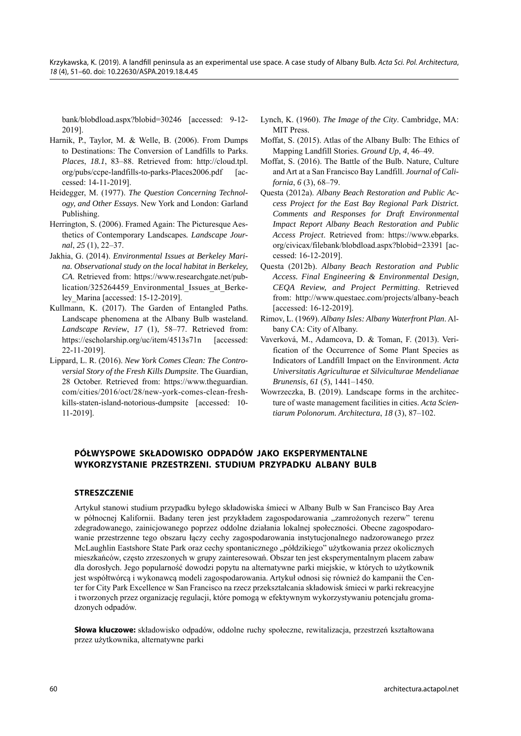bank/blobdload.aspx?blobid=30246 [accessed: 9-12-2019].

Harnik, P., Taylor, M. & Welle, B. (2006). From Dumps to Destinations: The Conversion of Landfills to Parks. *Places*, *18.1*, 83–88. Retrieved from: http://cloud.tpl.org/pubs/ccpe-landfills-to-parks-Places2006.pdf [accessed: 14-11-2019].

Heidegger, M. (1977). *The Question Concerning Technology, and Other Essays*. New York and London: Garland Publishing.

Herrington, S. (2006). Framed Again: The Picturesque Aesthetics of Contemporary Landscapes. *Landscape Journal*, *25* (1), 22–37.

Jakhia, G. (2014). *Environmental Issues at Berkeley Marina. Observational study on the local habitat in Berkeley, CA*. Retrieved from: https://www.researchgate.net/publication/325264459_Environmental_Issues_at_Berkeley_Marina [accessed: 15-12-2019].

Kullmann, K. (2017). The Garden of Entangled Paths. Landscape phenomena at the Albany Bulb wasteland. *Landscape Review*, *17* (1), 58–77. Retrieved from: https://escholarship.org/uc/item/4513s71n [accessed: 22-11-2019].

Lippard, L. R. (2016). *New York Comes Clean: The Controversial Story of the Fresh Kills Dumpsite*. The Guardian, 28 October. Retrieved from: https://www.theguardian.com/cities/2016/oct/28/new-york-comes-clean-fresh-kills-staten-island-notorious-dumpsite [accessed: 10-11-2019].

Lynch, K. (1960). *The Image of the City*. Cambridge, MA: MIT Press.

Moffat, S. (2015). Atlas of the Albany Bulb: The Ethics of Mapping Landfill Stories. *Ground Up*, *4*, 46–49.

Moffat, S. (2016). The Battle of the Bulb. Nature, Culture and Art at a San Francisco Bay Landfill. *Journal of California*, *6* (3), 68–79.

Questa (2012a). *Albany Beach Restoration and Public Access Project for the East Bay Regional Park District. Comments and Responses for Draft Environmental Impact Report Albany Beach Restoration and Public Access Project*. Retrieved from: https://www.ebparks.org/civicax/filebank/blobdload.aspx?blobid=23391 [accessed: 16-12-2019].

Questa (2012b). *Albany Beach Restoration and Public Access. Final Engineering & Environmental Design, CEQA Review, and Project Permitting*. Retrieved from: http://www.questaec.com/projects/albany-beach [accessed: 16-12-2019].

Rimov, L. (1969). *Albany Isles: Albany Waterfront Plan*. Albany CA: City of Albany.

Vaverková, M., Adamcova, D. & Toman, F. (2013). Verification of the Occurrence of Some Plant Species as Indicators of Landfill Impact on the Environment. *Acta Universitatis Agriculturae et Silviculturae Mendelianae Brunensis*, *61* (5), 1441–1450.

Wowrzeczka, B. (2019). Landscape forms in the architecture of waste management facilities in cities. *Acta Scientiarum Polonorum. Architectura*, *18* (3), 87–102.

## PÓŁWYSPOWE SKŁADOWISKO ODPADÓW JAKO EKSPERYMENTALNE WYKORZYSTANIE PRZESTRZENI. STUDIUM PRZYPADKU ALBANY BULB

### STRESZCZENIE

Artykuł stanowi studium przypadku byłego składowiska śmieci w Albany Bulb w San Francisco Bay Area w północnej Kalifornii. Badany teren jest przykładem zagospodarowania „zamrożonych rezerw" terenu zdegradowanego, zainicjowanego poprzez oddolne działania lokalnej społeczności. Obecne zagospodarowanie przestrzenne tego obszaru łączy cechy zagospodarowania instytucjonalnego nadzorowanego przez McLaughlin Eastshore State Park oraz cechy spontanicznego „półdzikiego" użytkowania przez okolicznych mieszkańców, często zrzeszonych w grupy zainteresowań. Obszar ten jest eksperymentalnym placem zabaw dla dorosłych. Jego popularność dowodzi popytu na alternatywne parki miejskie, w których to użytkownik jest współtwórcą i wykonawcą modeli zagospodarowania. Artykuł odnosi się również do kampanii the Center for City Park Excellence w San Francisco na rzecz przekształcania składowisk śmieci w parki rekreacyjne i tworzonych przez organizację regulacji, które pomogą w efektywnym wykorzystywaniu potencjału gromadzonych odpadów.

**Słowa kluczowe:** składowisko odpadów, oddolne ruchy społeczne, rewitalizacja, przestrzeń kształtowana przez użytkownika, alternatywne parki